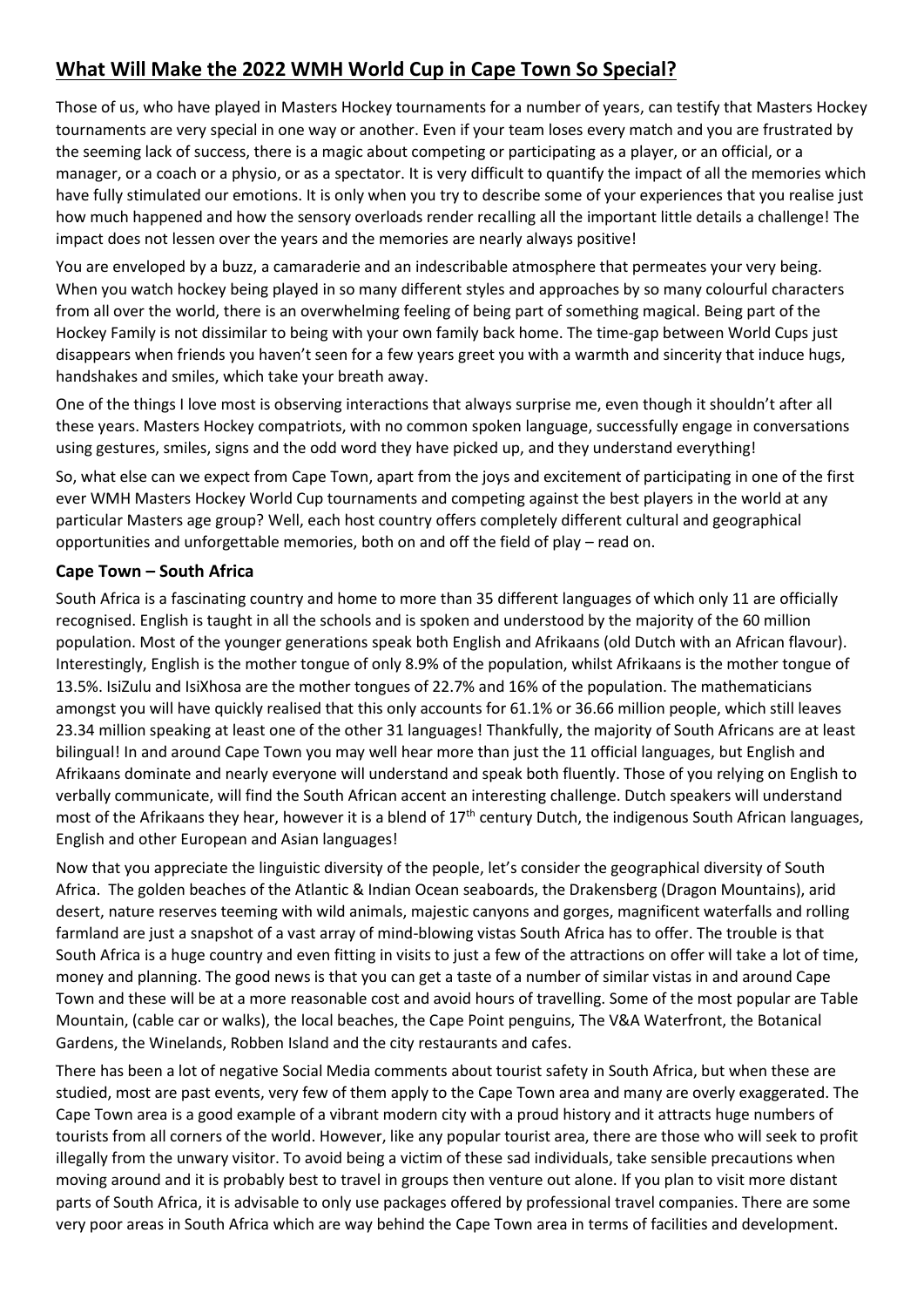# What Will Make the 2022 WMH World Cup in Cape Town So Special?

Those of us, who have played in Masters Hockey tournaments for a number of years, can testify that Masters Hockey tournaments are very special in one way or another. Even if your team loses every match and you are frustrated by the seeming lack of success, there is a magic about competing or participating as a player, or an official, or a manager, or a coach or a physio, or as a spectator. It is very difficult to quantify the impact of all the memories which have fully stimulated our emotions. It is only when you try to describe some of your experiences that you realise just how much happened and how the sensory overloads render recalling all the important little details a challenge! The impact does not lessen over the years and the memories are nearly always positive!

You are enveloped by a buzz, a camaraderie and an indescribable atmosphere that permeates your very being. When you watch hockey being played in so many different styles and approaches by so many colourful characters from all over the world, there is an overwhelming feeling of being part of something magical. Being part of the Hockey Family is not dissimilar to being with your own family back home. The time-gap between World Cups just disappears when friends you haven't seen for a few years greet you with a warmth and sincerity that induce hugs, handshakes and smiles, which take your breath away.

One of the things I love most is observing interactions that always surprise me, even though it shouldn't after all these years. Masters Hockey compatriots, with no common spoken language, successfully engage in conversations using gestures, smiles, signs and the odd word they have picked up, and they understand everything!

So, what else can we expect from Cape Town, apart from the joys and excitement of participating in one of the first ever WMH Masters Hockey World Cup tournaments and competing against the best players in the world at any particular Masters age group? Well, each host country offers completely different cultural and geographical opportunities and unforgettable memories, both on and off the field of play – read on.

### Cape Town – South Africa

South Africa is a fascinating country and home to more than 35 different languages of which only 11 are officially recognised. English is taught in all the schools and is spoken and understood by the majority of the 60 million population. Most of the younger generations speak both English and Afrikaans (old Dutch with an African flavour). Interestingly, English is the mother tongue of only 8.9% of the population, whilst Afrikaans is the mother tongue of 13.5%. IsiZulu and IsiXhosa are the mother tongues of 22.7% and 16% of the population. The mathematicians amongst you will have quickly realised that this only accounts for 61.1% or 36.66 million people, which still leaves 23.34 million speaking at least one of the other 31 languages! Thankfully, the majority of South Africans are at least bilingual! In and around Cape Town you may well hear more than just the 11 official languages, but English and Afrikaans dominate and nearly everyone will understand and speak both fluently. Those of you relying on English to verbally communicate, will find the South African accent an interesting challenge. Dutch speakers will understand most of the Afrikaans they hear, however it is a blend of 17th century Dutch, the indigenous South African languages, English and other European and Asian languages!

Now that you appreciate the linguistic diversity of the people, let's consider the geographical diversity of South Africa. The golden beaches of the Atlantic & Indian Ocean seaboards, the Drakensberg (Dragon Mountains), arid desert, nature reserves teeming with wild animals, majestic canyons and gorges, magnificent waterfalls and rolling farmland are just a snapshot of a vast array of mind-blowing vistas South Africa has to offer. The trouble is that South Africa is a huge country and even fitting in visits to just a few of the attractions on offer will take a lot of time, money and planning. The good news is that you can get a taste of a number of similar vistas in and around Cape Town and these will be at a more reasonable cost and avoid hours of travelling. Some of the most popular are Table Mountain, (cable car or walks), the local beaches, the Cape Point penguins, The V&A Waterfront, the Botanical Gardens, the Winelands, Robben Island and the city restaurants and cafes.

There has been a lot of negative Social Media comments about tourist safety in South Africa, but when these are studied, most are past events, very few of them apply to the Cape Town area and many are overly exaggerated. The Cape Town area is a good example of a vibrant modern city with a proud history and it attracts huge numbers of tourists from all corners of the world. However, like any popular tourist area, there are those who will seek to profit illegally from the unwary visitor. To avoid being a victim of these sad individuals, take sensible precautions when moving around and it is probably best to travel in groups then venture out alone. If you plan to visit more distant parts of South Africa, it is advisable to only use packages offered by professional travel companies. There are some very poor areas in South Africa which are way behind the Cape Town area in terms of facilities and development.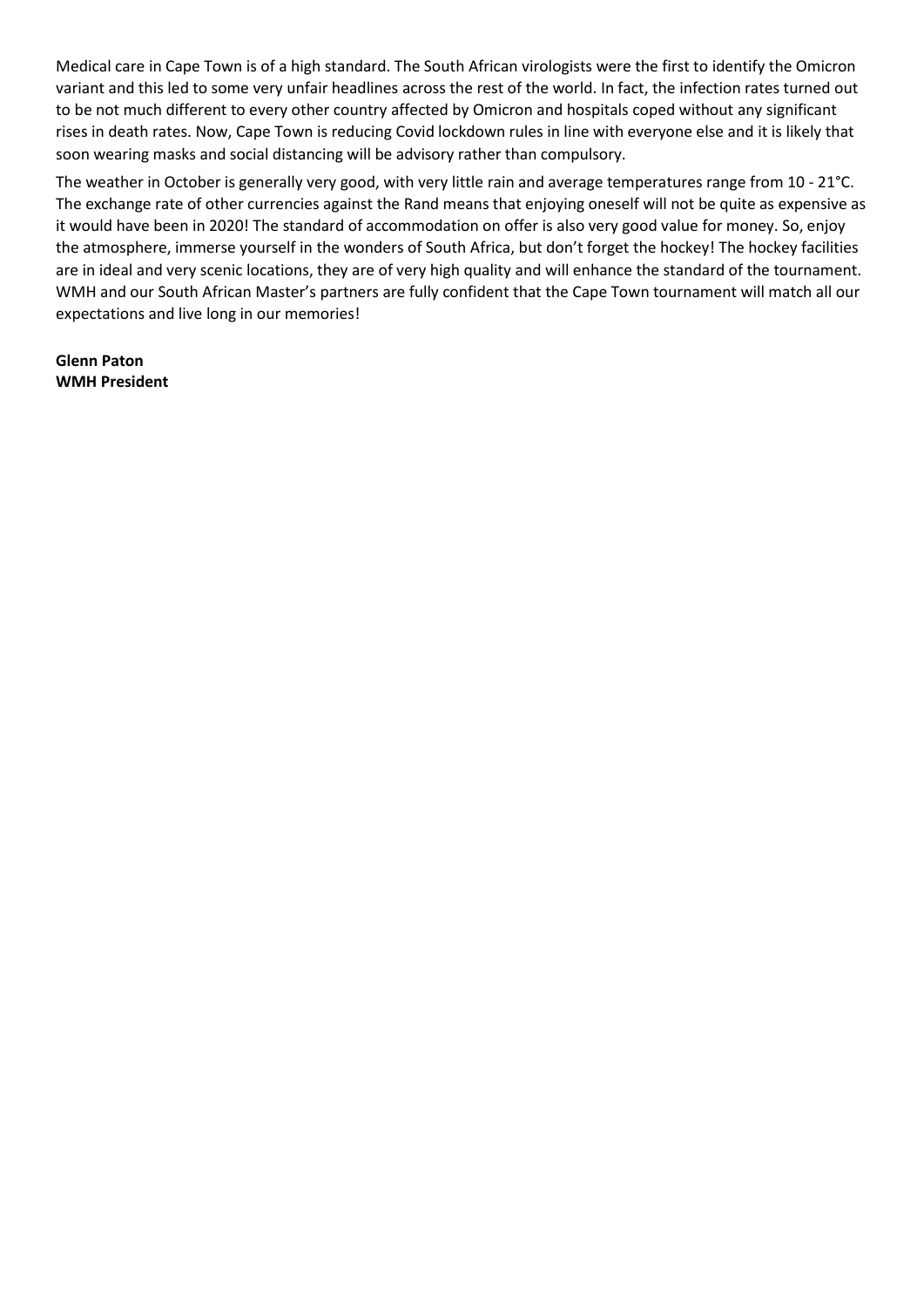Medical care in Cape Town is of a high standard. The South African virologists were the first to identify the Omicron variant and this led to some very unfair headlines across the rest of the world. In fact, the infection rates turned out to be not much different to every other country affected by Omicron and hospitals coped without any significant rises in death rates. Now, Cape Town is reducing Covid lockdown rules in line with everyone else and it is likely that soon wearing masks and social distancing will be advisory rather than compulsory.

The weather in October is generally very good, with very little rain and average temperatures range from 10 - 21°C. The exchange rate of other currencies against the Rand means that enjoying oneself will not be quite as expensive as it would have been in 2020! The standard of accommodation on offer is also very good value for money. So, enjoy the atmosphere, immerse yourself in the wonders of South Africa, but don't forget the hockey! The hockey facilities are in ideal and very scenic locations, they are of very high quality and will enhance the standard of the tournament. WMH and our South African Master's partners are fully confident that the Cape Town tournament will match all our expectations and live long in our memories!

**Glenn Paton**
**WMH President**